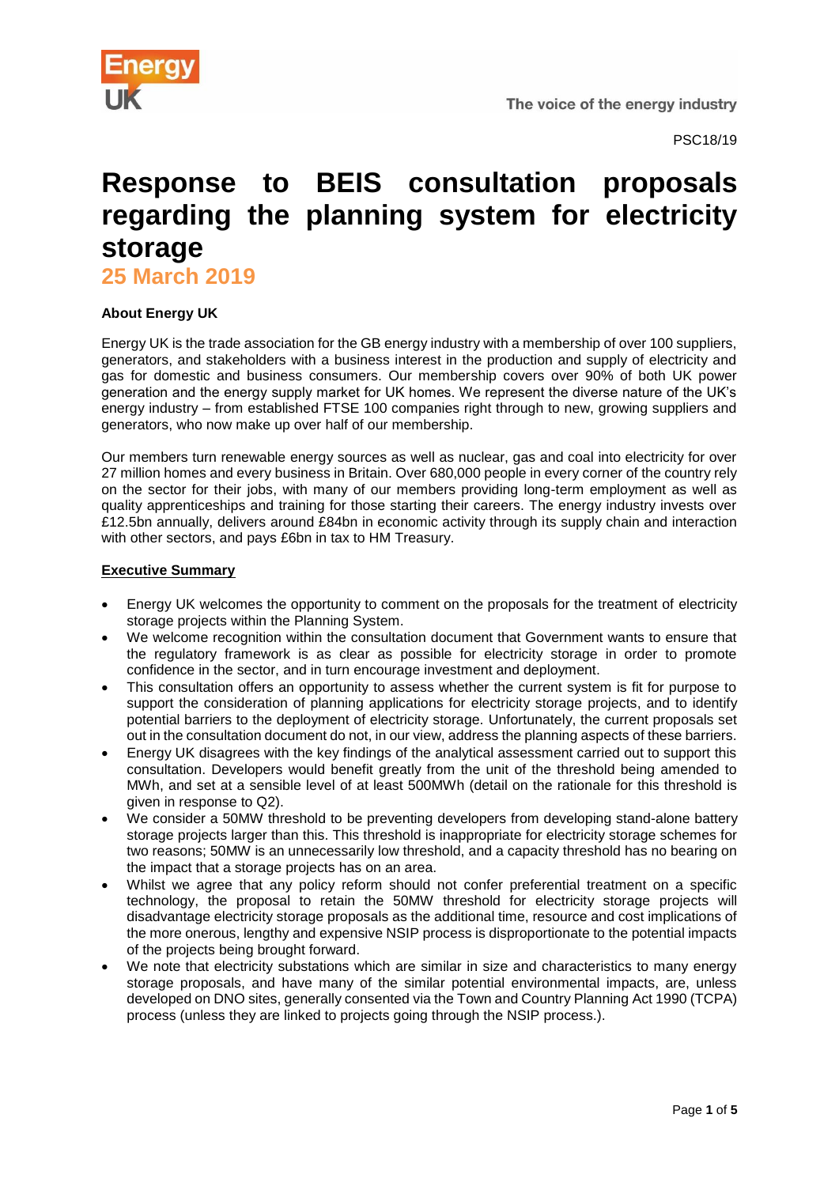PSC18/19

# Response to BEIS consultation proposals regarding the planning system for electricity storage

## 25 March 2019

**About Energy UK**

Energy UK is the trade association for the GB energy industry with a membership of over 100 suppliers, generators, and stakeholders with a business interest in the production and supply of electricity and gas for domestic and business consumers. Our membership covers over 90% of both UK power generation and the energy supply market for UK homes. We represent the diverse nature of the UK's energy industry – from established FTSE 100 companies right through to new, growing suppliers and generators, who now make up over half of our membership.

Our members turn renewable energy sources as well as nuclear, gas and coal into electricity for over 27 million homes and every business in Britain. Over 680,000 people in every corner of the country rely on the sector for their jobs, with many of our members providing long-term employment as well as quality apprenticeships and training for those starting their careers. The energy industry invests over £12.5bn annually, delivers around £84bn in economic activity through its supply chain and interaction with other sectors, and pays £6bn in tax to HM Treasury.

**Executive Summary**

- Energy UK welcomes the opportunity to comment on the proposals for the treatment of electricity storage projects within the Planning System.
- We welcome recognition within the consultation document that Government wants to ensure that the regulatory framework is as clear as possible for electricity storage in order to promote confidence in the sector, and in turn encourage investment and deployment.
- This consultation offers an opportunity to assess whether the current system is fit for purpose to support the consideration of planning applications for electricity storage projects, and to identify potential barriers to the deployment of electricity storage. Unfortunately, the current proposals set out in the consultation document do not, in our view, address the planning aspects of these barriers.
- Energy UK disagrees with the key findings of the analytical assessment carried out to support this consultation. Developers would benefit greatly from the unit of the threshold being amended to MWh, and set at a sensible level of at least 500MWh (detail on the rationale for this threshold is given in response to Q2).
- We consider a 50MW threshold to be preventing developers from developing stand-alone battery storage projects larger than this. This threshold is inappropriate for electricity storage schemes for two reasons; 50MW is an unnecessarily low threshold, and a capacity threshold has no bearing on the impact that a storage projects has on an area.
- Whilst we agree that any policy reform should not confer preferential treatment on a specific technology, the proposal to retain the 50MW threshold for electricity storage projects will disadvantage electricity storage proposals as the additional time, resource and cost implications of the more onerous, lengthy and expensive NSIP process is disproportionate to the potential impacts of the projects being brought forward.
- We note that electricity substations which are similar in size and characteristics to many energy storage proposals, and have many of the similar potential environmental impacts, are, unless developed on DNO sites, generally consented via the Town and Country Planning Act 1990 (TCPA) process (unless they are linked to projects going through the NSIP process.).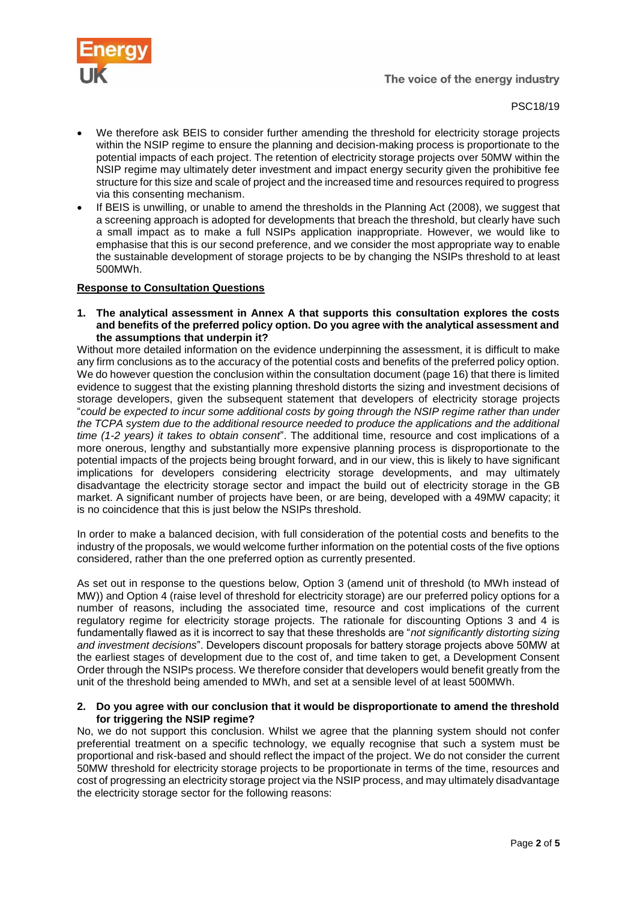- We therefore ask BEIS to consider further amending the threshold for electricity storage projects within the NSIP regime to ensure the planning and decision-making process is proportionate to the potential impacts of each project. The retention of electricity storage projects over 50MW within the NSIP regime may ultimately deter investment and impact energy security given the prohibitive fee structure for this size and scale of project and the increased time and resources required to progress via this consenting mechanism.
- If BEIS is unwilling, or unable to amend the thresholds in the Planning Act (2008), we suggest that a screening approach is adopted for developments that breach the threshold, but clearly have such a small impact as to make a full NSIPs application inappropriate. However, we would like to emphasise that this is our second preference, and we consider the most appropriate way to enable the sustainable development of storage projects to be by changing the NSIPs threshold to at least 500MWh.

**Response to Consultation Questions**

**1. The analytical assessment in Annex A that supports this consultation explores the costs and benefits of the preferred policy option. Do you agree with the analytical assessment and the assumptions that underpin it?**

Without more detailed information on the evidence underpinning the assessment, it is difficult to make any firm conclusions as to the accuracy of the potential costs and benefits of the preferred policy option. We do however question the conclusion within the consultation document (page 16) that there is limited evidence to suggest that the existing planning threshold distorts the sizing and investment decisions of storage developers, given the subsequent statement that developers of electricity storage projects "*could be expected to incur some additional costs by going through the NSIP regime rather than under the TCPA system due to the additional resource needed to produce the applications and the additional time (1-2 years) it takes to obtain consent*". The additional time, resource and cost implications of a more onerous, lengthy and substantially more expensive planning process is disproportionate to the potential impacts of the projects being brought forward, and in our view, this is likely to have significant implications for developers considering electricity storage developments, and may ultimately disadvantage the electricity storage sector and impact the build out of electricity storage in the GB market. A significant number of projects have been, or are being, developed with a 49MW capacity; it is no coincidence that this is just below the NSIPs threshold.

In order to make a balanced decision, with full consideration of the potential costs and benefits to the industry of the proposals, we would welcome further information on the potential costs of the five options considered, rather than the one preferred option as currently presented.

As set out in response to the questions below, Option 3 (amend unit of threshold (to MWh instead of MW)) and Option 4 (raise level of threshold for electricity storage) are our preferred policy options for a number of reasons, including the associated time, resource and cost implications of the current regulatory regime for electricity storage projects. The rationale for discounting Options 3 and 4 is fundamentally flawed as it is incorrect to say that these thresholds are "*not significantly distorting sizing and investment decisions*". Developers discount proposals for battery storage projects above 50MW at the earliest stages of development due to the cost of, and time taken to get, a Development Consent Order through the NSIPs process. We therefore consider that developers would benefit greatly from the unit of the threshold being amended to MWh, and set at a sensible level of at least 500MWh.

**2. Do you agree with our conclusion that it would be disproportionate to amend the threshold for triggering the NSIP regime?**

No, we do not support this conclusion. Whilst we agree that the planning system should not confer preferential treatment on a specific technology, we equally recognise that such a system must be proportional and risk-based and should reflect the impact of the project. We do not consider the current 50MW threshold for electricity storage projects to be proportionate in terms of the time, resources and cost of progressing an electricity storage project via the NSIP process, and may ultimately disadvantage the electricity storage sector for the following reasons: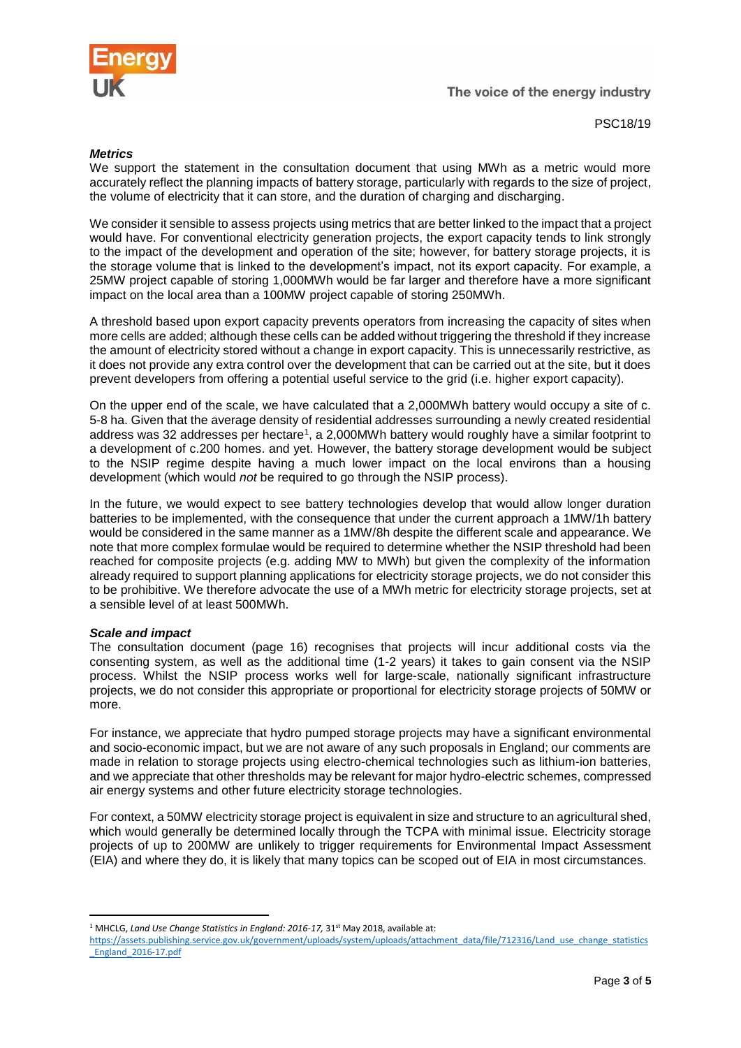PSC18/19

***Metrics***

We support the statement in the consultation document that using MWh as a metric would more accurately reflect the planning impacts of battery storage, particularly with regards to the size of project, the volume of electricity that it can store, and the duration of charging and discharging.

We consider it sensible to assess projects using metrics that are better linked to the impact that a project would have. For conventional electricity generation projects, the export capacity tends to link strongly to the impact of the development and operation of the site; however, for battery storage projects, it is the storage volume that is linked to the development's impact, not its export capacity. For example, a 25MW project capable of storing 1,000MWh would be far larger and therefore have a more significant impact on the local area than a 100MW project capable of storing 250MWh.

A threshold based upon export capacity prevents operators from increasing the capacity of sites when more cells are added; although these cells can be added without triggering the threshold if they increase the amount of electricity stored without a change in export capacity. This is unnecessarily restrictive, as it does not provide any extra control over the development that can be carried out at the site, but it does prevent developers from offering a potential useful service to the grid (i.e. higher export capacity).

On the upper end of the scale, we have calculated that a 2,000MWh battery would occupy a site of c. 5-8 ha. Given that the average density of residential addresses surrounding a newly created residential address was 32 addresses per hectare[1], a 2,000MWh battery would roughly have a similar footprint to a development of c.200 homes. and yet. However, the battery storage development would be subject to the NSIP regime despite having a much lower impact on the local environs than a housing development (which would *not* be required to go through the NSIP process).

In the future, we would expect to see battery technologies develop that would allow longer duration batteries to be implemented, with the consequence that under the current approach a 1MW/1h battery would be considered in the same manner as a 1MW/8h despite the different scale and appearance. We note that more complex formulae would be required to determine whether the NSIP threshold had been reached for composite projects (e.g. adding MW to MWh) but given the complexity of the information already required to support planning applications for electricity storage projects, we do not consider this to be prohibitive. We therefore advocate the use of a MWh metric for electricity storage projects, set at a sensible level of at least 500MWh.

***Scale and impact***

The consultation document (page 16) recognises that projects will incur additional costs via the consenting system, as well as the additional time (1-2 years) it takes to gain consent via the NSIP process. Whilst the NSIP process works well for large-scale, nationally significant infrastructure projects, we do not consider this appropriate or proportional for electricity storage projects of 50MW or more.

For instance, we appreciate that hydro pumped storage projects may have a significant environmental and socio-economic impact, but we are not aware of any such proposals in England; our comments are made in relation to storage projects using electro-chemical technologies such as lithium-ion batteries, and we appreciate that other thresholds may be relevant for major hydro-electric schemes, compressed air energy systems and other future electricity storage technologies.

For context, a 50MW electricity storage project is equivalent in size and structure to an agricultural shed, which would generally be determined locally through the TCPA with minimal issue. Electricity storage projects of up to 200MW are unlikely to trigger requirements for Environmental Impact Assessment (EIA) and where they do, it is likely that many topics can be scoped out of EIA in most circumstances.

---

[1] MHCLG, *Land Use Change Statistics in England: 2016-17,* 31st May 2018, available at: https://assets.publishing.service.gov.uk/government/uploads/system/uploads/attachment_data/file/712316/Land_use_change_statistics_England_2016-17.pdf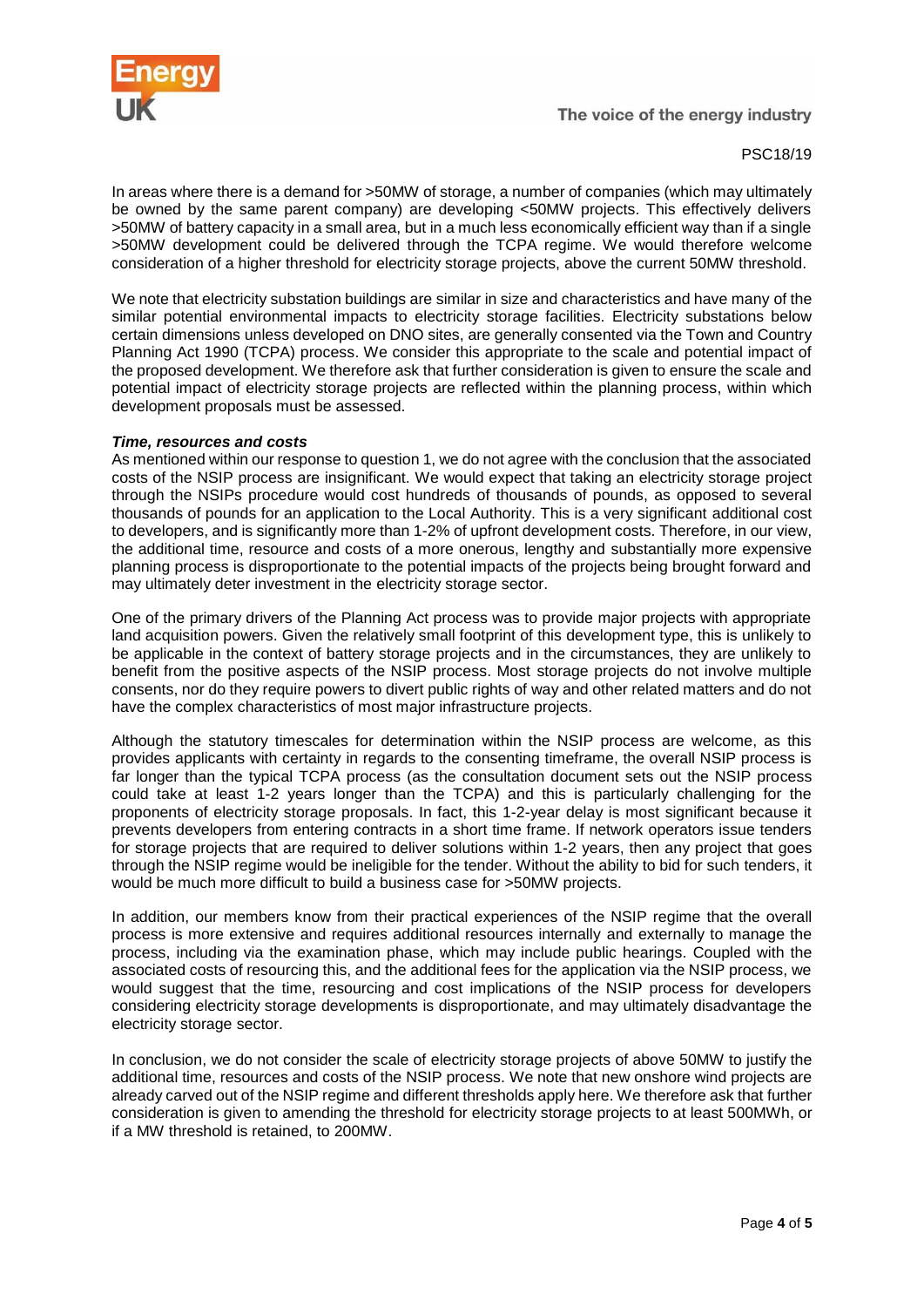In areas where there is a demand for >50MW of storage, a number of companies (which may ultimately be owned by the same parent company) are developing <50MW projects. This effectively delivers >50MW of battery capacity in a small area, but in a much less economically efficient way than if a single >50MW development could be delivered through the TCPA regime. We would therefore welcome consideration of a higher threshold for electricity storage projects, above the current 50MW threshold.

We note that electricity substation buildings are similar in size and characteristics and have many of the similar potential environmental impacts to electricity storage facilities. Electricity substations below certain dimensions unless developed on DNO sites, are generally consented via the Town and Country Planning Act 1990 (TCPA) process. We consider this appropriate to the scale and potential impact of the proposed development. We therefore ask that further consideration is given to ensure the scale and potential impact of electricity storage projects are reflected within the planning process, within which development proposals must be assessed.

***Time, resources and costs***

As mentioned within our response to question 1, we do not agree with the conclusion that the associated costs of the NSIP process are insignificant. We would expect that taking an electricity storage project through the NSIPs procedure would cost hundreds of thousands of pounds, as opposed to several thousands of pounds for an application to the Local Authority. This is a very significant additional cost to developers, and is significantly more than 1-2% of upfront development costs. Therefore, in our view, the additional time, resource and costs of a more onerous, lengthy and substantially more expensive planning process is disproportionate to the potential impacts of the projects being brought forward and may ultimately deter investment in the electricity storage sector.

One of the primary drivers of the Planning Act process was to provide major projects with appropriate land acquisition powers. Given the relatively small footprint of this development type, this is unlikely to be applicable in the context of battery storage projects and in the circumstances, they are unlikely to benefit from the positive aspects of the NSIP process. Most storage projects do not involve multiple consents, nor do they require powers to divert public rights of way and other related matters and do not have the complex characteristics of most major infrastructure projects.

Although the statutory timescales for determination within the NSIP process are welcome, as this provides applicants with certainty in regards to the consenting timeframe, the overall NSIP process is far longer than the typical TCPA process (as the consultation document sets out the NSIP process could take at least 1-2 years longer than the TCPA) and this is particularly challenging for the proponents of electricity storage proposals. In fact, this 1-2-year delay is most significant because it prevents developers from entering contracts in a short time frame. If network operators issue tenders for storage projects that are required to deliver solutions within 1-2 years, then any project that goes through the NSIP regime would be ineligible for the tender. Without the ability to bid for such tenders, it would be much more difficult to build a business case for >50MW projects.

In addition, our members know from their practical experiences of the NSIP regime that the overall process is more extensive and requires additional resources internally and externally to manage the process, including via the examination phase, which may include public hearings. Coupled with the associated costs of resourcing this, and the additional fees for the application via the NSIP process, we would suggest that the time, resourcing and cost implications of the NSIP process for developers considering electricity storage developments is disproportionate, and may ultimately disadvantage the electricity storage sector.

In conclusion, we do not consider the scale of electricity storage projects of above 50MW to justify the additional time, resources and costs of the NSIP process. We note that new onshore wind projects are already carved out of the NSIP regime and different thresholds apply here. We therefore ask that further consideration is given to amending the threshold for electricity storage projects to at least 500MWh, or if a MW threshold is retained, to 200MW.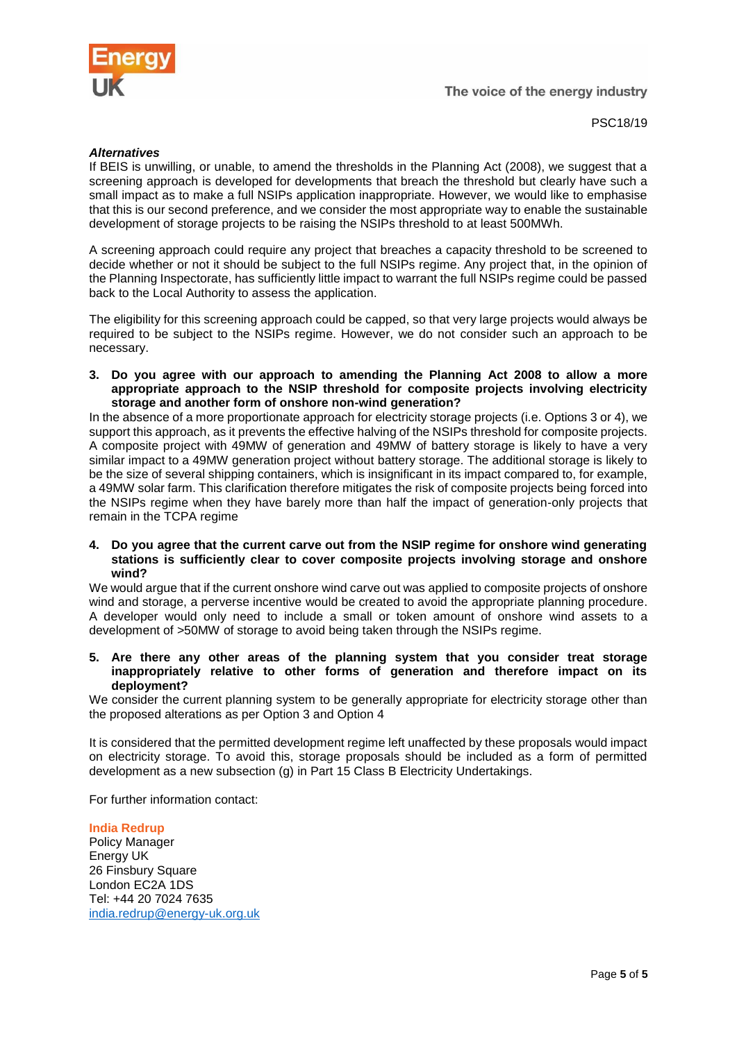PSC18/19

***Alternatives***

If BEIS is unwilling, or unable, to amend the thresholds in the Planning Act (2008), we suggest that a screening approach is developed for developments that breach the threshold but clearly have such a small impact as to make a full NSIPs application inappropriate. However, we would like to emphasise that this is our second preference, and we consider the most appropriate way to enable the sustainable development of storage projects to be raising the NSIPs threshold to at least 500MWh.

A screening approach could require any project that breaches a capacity threshold to be screened to decide whether or not it should be subject to the full NSIPs regime. Any project that, in the opinion of the Planning Inspectorate, has sufficiently little impact to warrant the full NSIPs regime could be passed back to the Local Authority to assess the application.

The eligibility for this screening approach could be capped, so that very large projects would always be required to be subject to the NSIPs regime. However, we do not consider such an approach to be necessary.

**3. Do you agree with our approach to amending the Planning Act 2008 to allow a more appropriate approach to the NSIP threshold for composite projects involving electricity storage and another form of onshore non-wind generation?**

In the absence of a more proportionate approach for electricity storage projects (i.e. Options 3 or 4), we support this approach, as it prevents the effective halving of the NSIPs threshold for composite projects. A composite project with 49MW of generation and 49MW of battery storage is likely to have a very similar impact to a 49MW generation project without battery storage. The additional storage is likely to be the size of several shipping containers, which is insignificant in its impact compared to, for example, a 49MW solar farm. This clarification therefore mitigates the risk of composite projects being forced into the NSIPs regime when they have barely more than half the impact of generation-only projects that remain in the TCPA regime

**4. Do you agree that the current carve out from the NSIP regime for onshore wind generating stations is sufficiently clear to cover composite projects involving storage and onshore wind?**

We would argue that if the current onshore wind carve out was applied to composite projects of onshore wind and storage, a perverse incentive would be created to avoid the appropriate planning procedure. A developer would only need to include a small or token amount of onshore wind assets to a development of >50MW of storage to avoid being taken through the NSIPs regime.

**5. Are there any other areas of the planning system that you consider treat storage inappropriately relative to other forms of generation and therefore impact on its deployment?**

We consider the current planning system to be generally appropriate for electricity storage other than the proposed alterations as per Option 3 and Option 4

It is considered that the permitted development regime left unaffected by these proposals would impact on electricity storage. To avoid this, storage proposals should be included as a form of permitted development as a new subsection (g) in Part 15 Class B Electricity Undertakings.

For further information contact:

**India Redrup**
Policy Manager
Energy UK
26 Finsbury Square
London EC2A 1DS
Tel: +44 20 7024 7635
india.redrup@energy-uk.org.uk